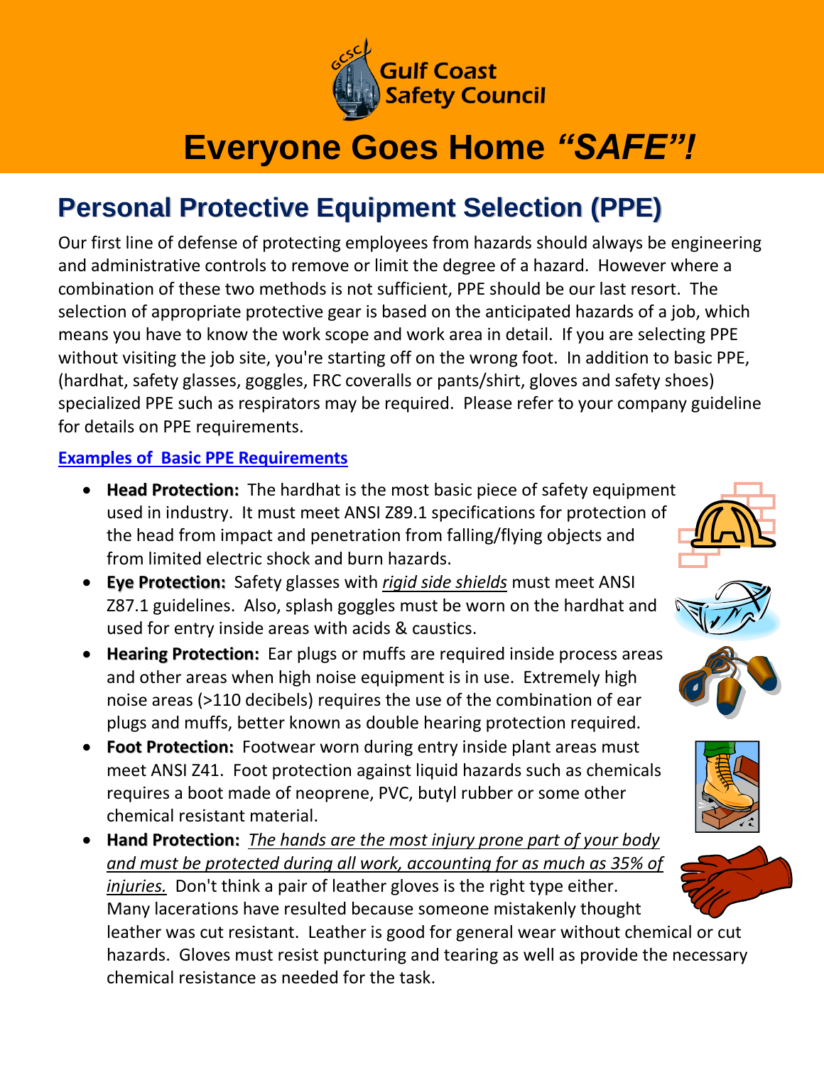Gulf Coast Safety Council

# Everyone Goes Home *"SAFE"!*

## Personal Protective Equipment Selection (PPE)

Our first line of defense of protecting employees from hazards should always be engineering and administrative controls to remove or limit the degree of a hazard. However where a combination of these two methods is not sufficient, PPE should be our last resort. The selection of appropriate protective gear is based on the anticipated hazards of a job, which means you have to know the work scope and work area in detail. If you are selecting PPE without visiting the job site, you're starting off on the wrong foot. In addition to basic PPE, (hardhat, safety glasses, goggles, FRC coveralls or pants/shirt, gloves and safety shoes) specialized PPE such as respirators may be required. Please refer to your company guideline for details on PPE requirements.

### Examples of Basic PPE Requirements

- **Head Protection:** The hardhat is the most basic piece of safety equipment used in industry. It must meet ANSI Z89.1 specifications for protection of the head from impact and penetration from falling/flying objects and from limited electric shock and burn hazards.
- **Eye Protection:** Safety glasses with *rigid side shields* must meet ANSI Z87.1 guidelines. Also, splash goggles must be worn on the hardhat and used for entry inside areas with acids & caustics.
- **Hearing Protection:** Ear plugs or muffs are required inside process areas and other areas when high noise equipment is in use. Extremely high noise areas (>110 decibels) requires the use of the combination of ear plugs and muffs, better known as double hearing protection required.
- **Foot Protection:** Footwear worn during entry inside plant areas must meet ANSI Z41. Foot protection against liquid hazards such as chemicals requires a boot made of neoprene, PVC, butyl rubber or some other chemical resistant material.
- **Hand Protection:** *The hands are the most injury prone part of your body and must be protected during all work, accounting for as much as 35% of injuries.* Don't think a pair of leather gloves is the right type either. Many lacerations have resulted because someone mistakenly thought leather was cut resistant. Leather is good for general wear without chemical or cut hazards. Gloves must resist puncturing and tearing as well as provide the necessary chemical resistance as needed for the task.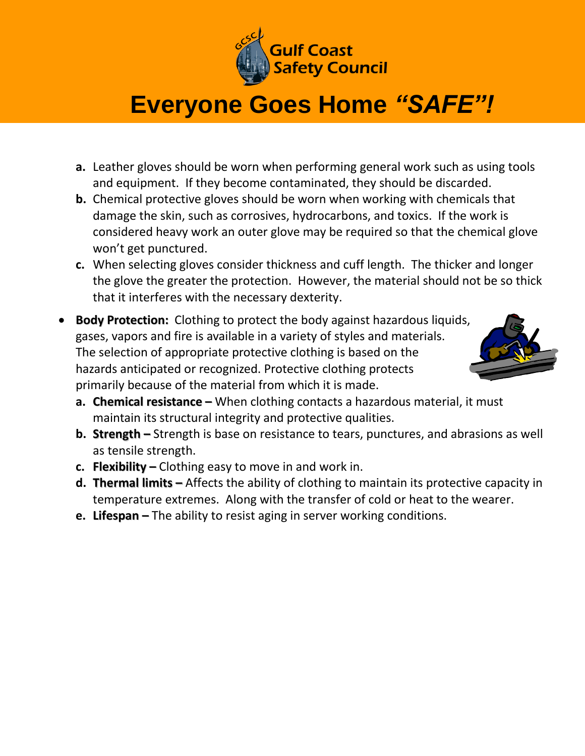a. Leather gloves should be worn when performing general work such as using tools and equipment. If they become contaminated, they should be discarded.
b. Chemical protective gloves should be worn when working with chemicals that damage the skin, such as corrosives, hydrocarbons, and toxics. If the work is considered heavy work an outer glove may be required so that the chemical glove won't get punctured.
c. When selecting gloves consider thickness and cuff length. The thicker and longer the glove the greater the protection. However, the material should not be so thick that it interferes with the necessary dexterity.

- **Body Protection:** Clothing to protect the body against hazardous liquids, gases, vapors and fire is available in a variety of styles and materials. The selection of appropriate protective clothing is based on the hazards anticipated or recognized. Protective clothing protects primarily because of the material from which it is made.
  a. **Chemical resistance –** When clothing contacts a hazardous material, it must maintain its structural integrity and protective qualities.
  b. **Strength –** Strength is base on resistance to tears, punctures, and abrasions as well as tensile strength.
  c. **Flexibility –** Clothing easy to move in and work in.
  d. **Thermal limits –** Affects the ability of clothing to maintain its protective capacity in temperature extremes. Along with the transfer of cold or heat to the wearer.
  e. **Lifespan –** The ability to resist aging in server working conditions.